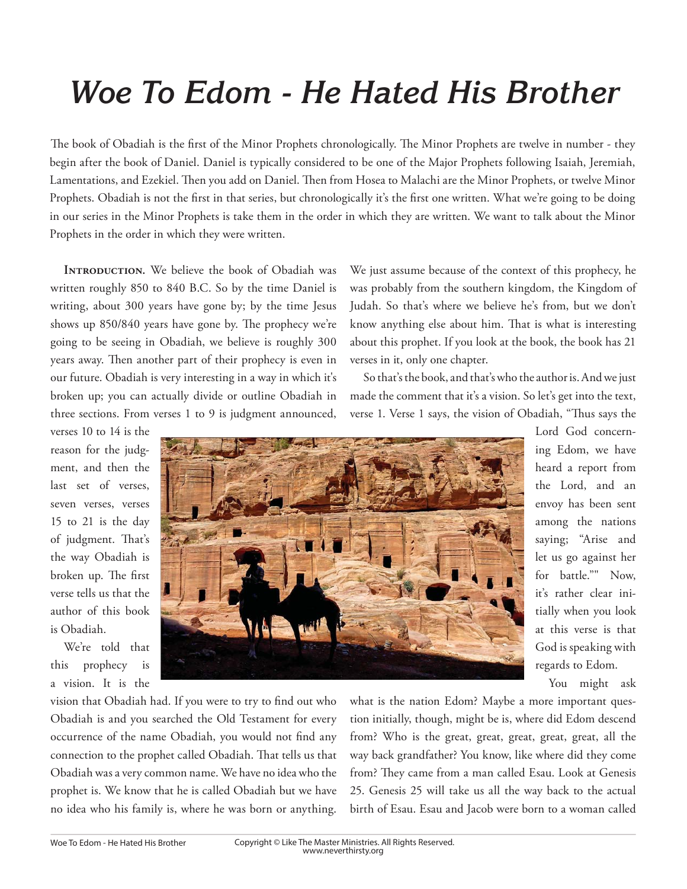# Woe To Edom - He Hated His Brother

The book of Obadiah is the first of the Minor Prophets chronologically. The Minor Prophets are twelve in number - they begin after the book of Daniel. Daniel is typically considered to be one of the Major Prophets following Isaiah, Jeremiah, Lamentations, and Ezekiel. Then you add on Daniel. Then from Hosea to Malachi are the Minor Prophets, or twelve Minor Prophets. Obadiah is not the first in that series, but chronologically it's the first one written. What we're going to be doing in our series in the Minor Prophets is take them in the order in which they are written. We want to talk about the Minor Prophets in the order in which they were written.

**Introduction.** We believe the book of Obadiah was written roughly 850 to 840 B.C. So by the time Daniel is writing, about 300 years have gone by; by the time Jesus shows up 850/840 years have gone by. The prophecy we're going to be seeing in Obadiah, we believe is roughly 300 years away. Then another part of their prophecy is even in our future. Obadiah is very interesting in a way in which it's broken up; you can actually divide or outline Obadiah in three sections. From verses 1 to 9 is judgment announced, verses 10 to 14 is the reason for the judgment, and then the last set of verses, seven verses, verses 15 to 21 is the day of judgment. That's the way Obadiah is broken up. The first verse tells us that the author of this book is Obadiah.

We're told that this prophecy is a vision. It is the vision that Obadiah had. If you were to try to find out who Obadiah is and you searched the Old Testament for every occurrence of the name Obadiah, you would not find any connection to the prophet called Obadiah. That tells us that Obadiah was a very common name. We have no idea who the prophet is. We know that he is called Obadiah but we have no idea who his family is, where he was born or anything. We just assume because of the context of this prophecy, he was probably from the southern kingdom, the Kingdom of Judah. So that's where we believe he's from, but we don't know anything else about him. That is what is interesting about this prophet. If you look at the book, the book has 21 verses in it, only one chapter.

So that's the book, and that's who the author is. And we just made the comment that it's a vision. So let's get into the text, verse 1. Verse 1 says, the vision of Obadiah, "Thus says the Lord God concerning Edom, we have heard a report from the Lord, and an envoy has been sent among the nations saying; "Arise and let us go against her for battle."" Now, it's rather clear initially when you look at this verse is that God is speaking with regards to Edom.

You might ask what is the nation Edom? Maybe a more important question initially, though, might be is, where did Edom descend from? Who is the great, great, great, great, great, all the way back grandfather? You know, like where did they come from? They came from a man called Esau. Look at Genesis 25. Genesis 25 will take us all the way back to the actual birth of Esau. Esau and Jacob were born to a woman called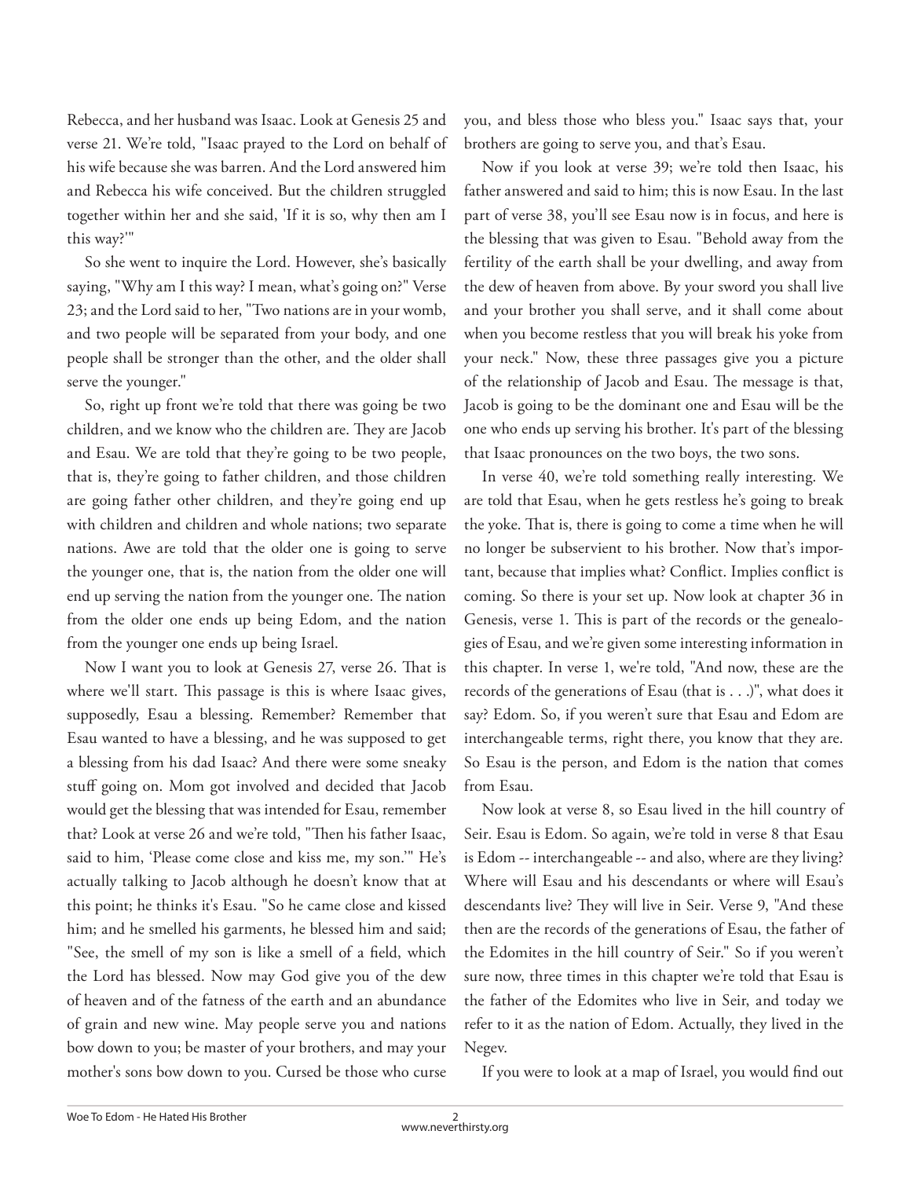Rebecca, and her husband was Isaac. Look at Genesis 25 and verse 21. We're told, "Isaac prayed to the Lord on behalf of his wife because she was barren. And the Lord answered him and Rebecca his wife conceived. But the children struggled together within her and she said, 'If it is so, why then am I this way?'"

So she went to inquire the Lord. However, she's basically saying, "Why am I this way? I mean, what's going on?" Verse 23; and the Lord said to her, "Two nations are in your womb, and two people will be separated from your body, and one people shall be stronger than the other, and the older shall serve the younger."

So, right up front we're told that there was going be two children, and we know who the children are. They are Jacob and Esau. We are told that they're going to be two people, that is, they're going to father children, and those children are going father other children, and they're going end up with children and children and whole nations; two separate nations. Awe are told that the older one is going to serve the younger one, that is, the nation from the older one will end up serving the nation from the younger one. The nation from the older one ends up being Edom, and the nation from the younger one ends up being Israel.

Now I want you to look at Genesis 27, verse 26. That is where we'll start. This passage is this is where Isaac gives, supposedly, Esau a blessing. Remember? Remember that Esau wanted to have a blessing, and he was supposed to get a blessing from his dad Isaac? And there were some sneaky stuff going on. Mom got involved and decided that Jacob would get the blessing that was intended for Esau, remember that? Look at verse 26 and we're told, "Then his father Isaac, said to him, 'Please come close and kiss me, my son.'" He's actually talking to Jacob although he doesn't know that at this point; he thinks it's Esau. "So he came close and kissed him; and he smelled his garments, he blessed him and said; "See, the smell of my son is like a smell of a field, which the Lord has blessed. Now may God give you of the dew of heaven and of the fatness of the earth and an abundance of grain and new wine. May people serve you and nations bow down to you; be master of your brothers, and may your mother's sons bow down to you. Cursed be those who curse you, and bless those who bless you." Isaac says that, your brothers are going to serve you, and that's Esau.

Now if you look at verse 39; we're told then Isaac, his father answered and said to him; this is now Esau. In the last part of verse 38, you'll see Esau now is in focus, and here is the blessing that was given to Esau. "Behold away from the fertility of the earth shall be your dwelling, and away from the dew of heaven from above. By your sword you shall live and your brother you shall serve, and it shall come about when you become restless that you will break his yoke from your neck." Now, these three passages give you a picture of the relationship of Jacob and Esau. The message is that, Jacob is going to be the dominant one and Esau will be the one who ends up serving his brother. It's part of the blessing that Isaac pronounces on the two boys, the two sons.

In verse 40, we're told something really interesting. We are told that Esau, when he gets restless he's going to break the yoke. That is, there is going to come a time when he will no longer be subservient to his brother. Now that's important, because that implies what? Conflict. Implies conflict is coming. So there is your set up. Now look at chapter 36 in Genesis, verse 1. This is part of the records or the genealogies of Esau, and we're given some interesting information in this chapter. In verse 1, we're told, "And now, these are the records of the generations of Esau (that is . . .)", what does it say? Edom. So, if you weren't sure that Esau and Edom are interchangeable terms, right there, you know that they are. So Esau is the person, and Edom is the nation that comes from Esau.

Now look at verse 8, so Esau lived in the hill country of Seir. Esau is Edom. So again, we're told in verse 8 that Esau is Edom -- interchangeable -- and also, where are they living? Where will Esau and his descendants or where will Esau's descendants live? They will live in Seir. Verse 9, "And these then are the records of the generations of Esau, the father of the Edomites in the hill country of Seir." So if you weren't sure now, three times in this chapter we're told that Esau is the father of the Edomites who live in Seir, and today we refer to it as the nation of Edom. Actually, they lived in the Negev.

If you were to look at a map of Israel, you would find out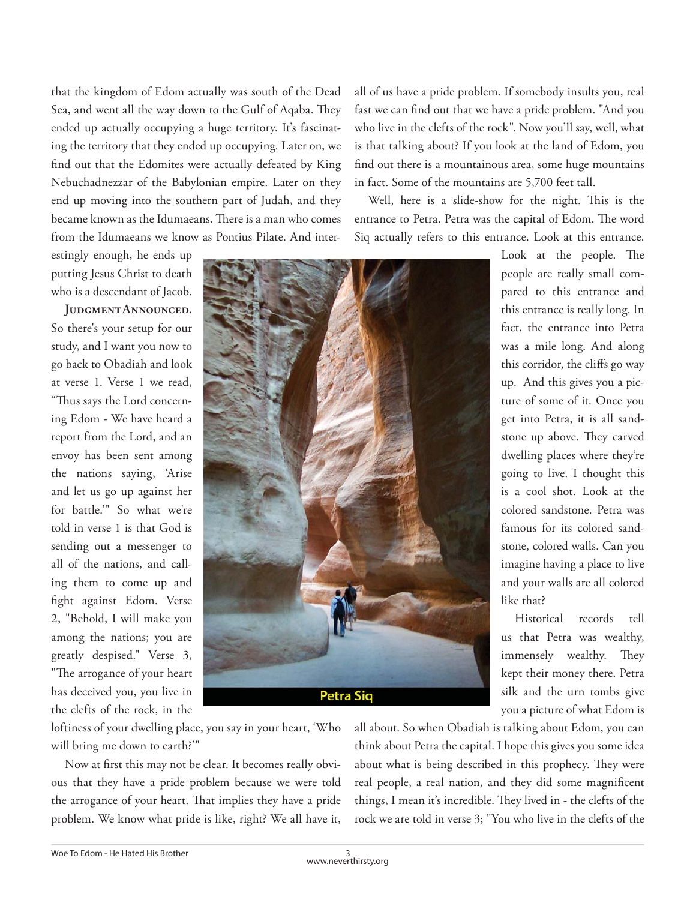that the kingdom of Edom actually was south of the Dead Sea, and went all the way down to the Gulf of Aqaba. They ended up actually occupying a huge territory. It's fascinating the territory that they ended up occupying. Later on, we find out that the Edomites were actually defeated by King Nebuchadnezzar of the Babylonian empire. Later on they end up moving into the southern part of Judah, and they became known as the Idumaeans. There is a man who comes from the Idumaeans we know as Pontius Pilate. And interestingly enough, he ends up putting Jesus Christ to death who is a descendant of Jacob.

**Judgment Announced.** So there's your setup for our study, and I want you now to go back to Obadiah and look at verse 1. Verse 1 we read, "Thus says the Lord concerning Edom - We have heard a report from the Lord, and an envoy has been sent among the nations saying, 'Arise and let us go up against her for battle.'" So what we're told in verse 1 is that God is sending out a messenger to all of the nations, and calling them to come up and fight against Edom. Verse 2, "Behold, I will make you among the nations; you are greatly despised." Verse 3, "The arrogance of your heart has deceived you, you live in the clefts of the rock, in the loftiness of your dwelling place, you say in your heart, 'Who will bring me down to earth?'"

Now at first this may not be clear. It becomes really obvious that they have a pride problem because we were told the arrogance of your heart. That implies they have a pride problem. We know what pride is like, right? We all have it, all of us have a pride problem. If somebody insults you, real fast we can find out that we have a pride problem. "And you who live in the clefts of the rock". Now you'll say, well, what is that talking about? If you look at the land of Edom, you find out there is a mountainous area, some huge mountains in fact. Some of the mountains are 5,700 feet tall.

Well, here is a slide-show for the night. This is the entrance to Petra. Petra was the capital of Edom. The word Siq actually refers to this entrance. Look at this entrance.

Petra Siq

Look at the people. The people are really small compared to this entrance and this entrance is really long. In fact, the entrance into Petra was a mile long. And along this corridor, the cliffs go way up. And this gives you a picture of some of it. Once you get into Petra, it is all sandstone up above. They carved dwelling places where they're going to live. I thought this is a cool shot. Look at the colored sandstone. Petra was famous for its colored sandstone, colored walls. Can you imagine having a place to live and your walls are all colored like that?

Historical records tell us that Petra was wealthy, immensely wealthy. They kept their money there. Petra silk and the urn tombs give you a picture of what Edom is all about. So when Obadiah is talking about Edom, you can think about Petra the capital. I hope this gives you some idea about what is being described in this prophecy. They were real people, a real nation, and they did some magnificent things, I mean it's incredible. They lived in - the clefts of the rock we are told in verse 3; "You who live in the clefts of the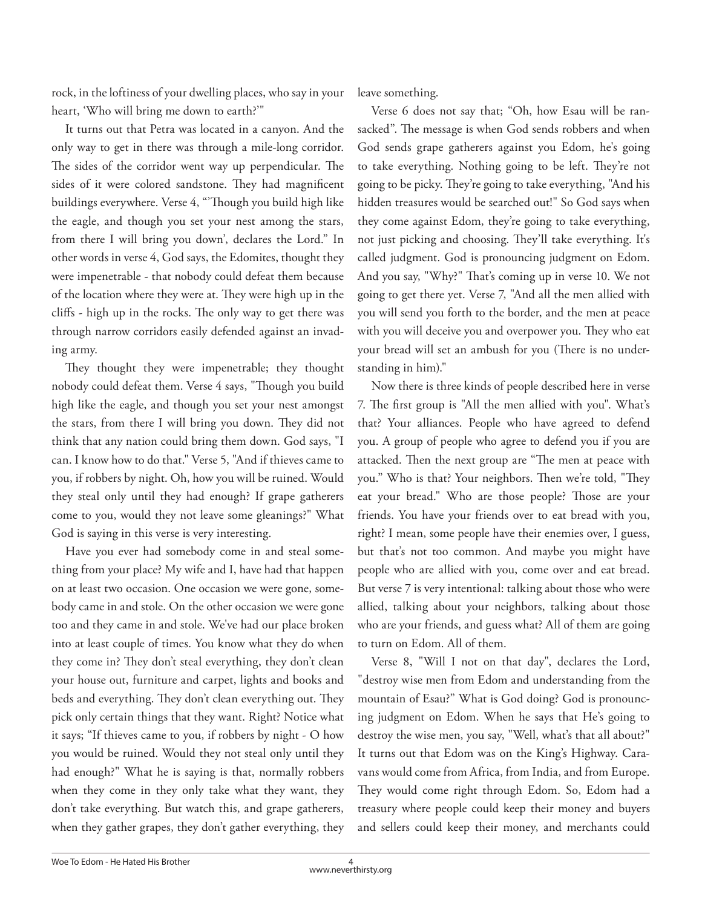rock, in the loftiness of your dwelling places, who say in your heart, 'Who will bring me down to earth?'"

It turns out that Petra was located in a canyon. And the only way to get in there was through a mile-long corridor. The sides of the corridor went way up perpendicular. The sides of it were colored sandstone. They had magnificent buildings everywhere. Verse 4, "'Though you build high like the eagle, and though you set your nest among the stars, from there I will bring you down', declares the Lord." In other words in verse 4, God says, the Edomites, thought they were impenetrable - that nobody could defeat them because of the location where they were at. They were high up in the cliffs - high up in the rocks. The only way to get there was through narrow corridors easily defended against an invading army.

They thought they were impenetrable; they thought nobody could defeat them. Verse 4 says, "Though you build high like the eagle, and though you set your nest amongst the stars, from there I will bring you down. They did not think that any nation could bring them down. God says, "I can. I know how to do that." Verse 5, "And if thieves came to you, if robbers by night. Oh, how you will be ruined. Would they steal only until they had enough? If grape gatherers come to you, would they not leave some gleanings?" What God is saying in this verse is very interesting.

Have you ever had somebody come in and steal something from your place? My wife and I, have had that happen on at least two occasion. One occasion we were gone, somebody came in and stole. On the other occasion we were gone too and they came in and stole. We've had our place broken into at least couple of times. You know what they do when they come in? They don't steal everything, they don't clean your house out, furniture and carpet, lights and books and beds and everything. They don't clean everything out. They pick only certain things that they want. Right? Notice what it says; "If thieves came to you, if robbers by night - O how you would be ruined. Would they not steal only until they had enough?" What he is saying is that, normally robbers when they come in they only take what they want, they don't take everything. But watch this, and grape gatherers, when they gather grapes, they don't gather everything, they leave something.

Verse 6 does not say that; "Oh, how Esau will be ransacked". The message is when God sends robbers and when God sends grape gatherers against you Edom, he's going to take everything. Nothing going to be left. They're not going to be picky. They're going to take everything, "And his hidden treasures would be searched out!" So God says when they come against Edom, they're going to take everything, not just picking and choosing. They'll take everything. It's called judgment. God is pronouncing judgment on Edom. And you say, "Why?" That's coming up in verse 10. We not going to get there yet. Verse 7, "And all the men allied with you will send you forth to the border, and the men at peace with you will deceive you and overpower you. They who eat your bread will set an ambush for you (There is no understanding in him)."

Now there is three kinds of people described here in verse 7. The first group is "All the men allied with you". What's that? Your alliances. People who have agreed to defend you. A group of people who agree to defend you if you are attacked. Then the next group are "The men at peace with you." Who is that? Your neighbors. Then we're told, "They eat your bread." Who are those people? Those are your friends. You have your friends over to eat bread with you, right? I mean, some people have their enemies over, I guess, but that's not too common. And maybe you might have people who are allied with you, come over and eat bread. But verse 7 is very intentional: talking about those who were allied, talking about your neighbors, talking about those who are your friends, and guess what? All of them are going to turn on Edom. All of them.

Verse 8, "Will I not on that day", declares the Lord, "destroy wise men from Edom and understanding from the mountain of Esau?" What is God doing? God is pronouncing judgment on Edom. When he says that He's going to destroy the wise men, you say, "Well, what's that all about?" It turns out that Edom was on the King's Highway. Caravans would come from Africa, from India, and from Europe. They would come right through Edom. So, Edom had a treasury where people could keep their money and buyers and sellers could keep their money, and merchants could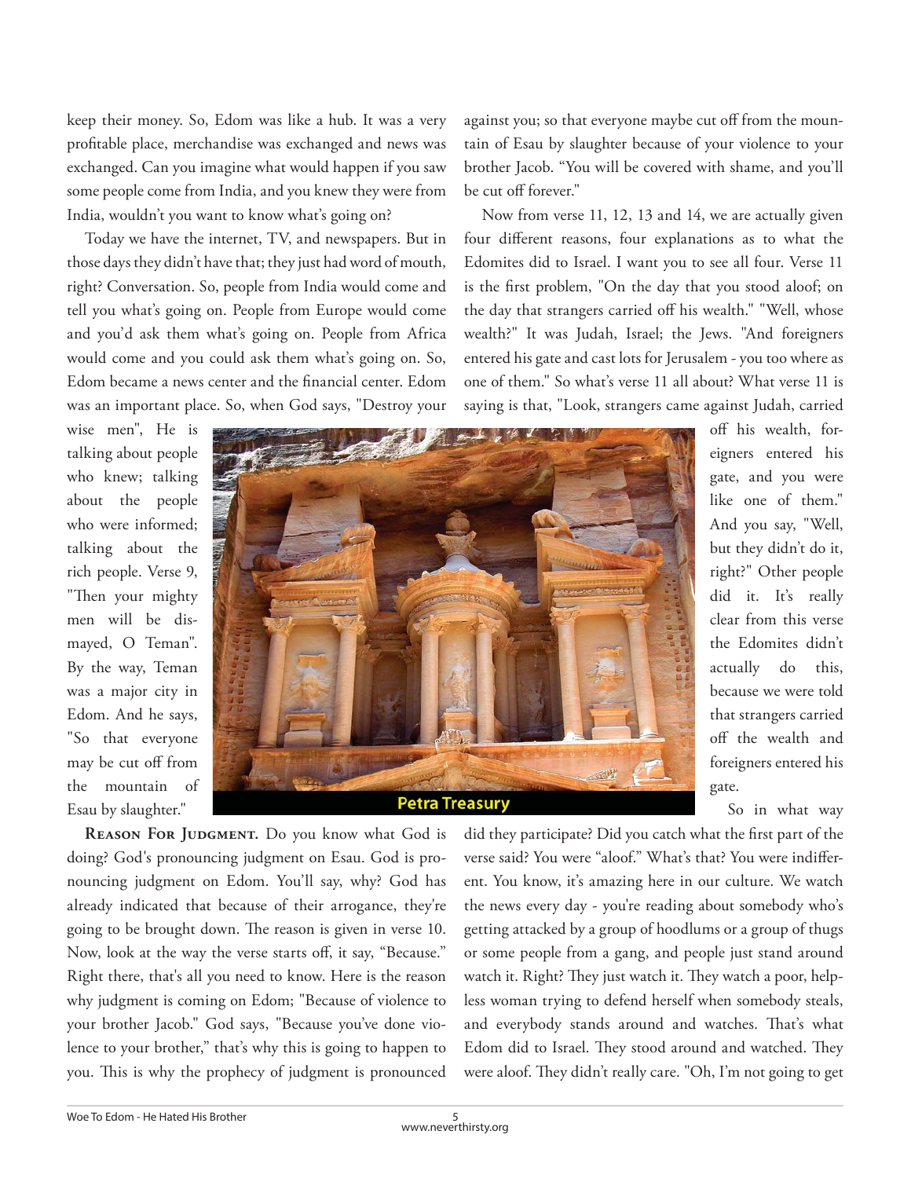keep their money. So, Edom was like a hub. It was a very profitable place, merchandise was exchanged and news was exchanged. Can you imagine what would happen if you saw some people come from India, and you knew they were from India, wouldn't you want to know what's going on?

Today we have the internet, TV, and newspapers. But in those days they didn't have that; they just had word of mouth, right? Conversation. So, people from India would come and tell you what's going on. People from Europe would come and you'd ask them what's going on. People from Africa would come and you could ask them what's going on. So, Edom became a news center and the financial center. Edom was an important place. So, when God says, "Destroy your wise men", He is talking about people who knew; talking about the people who were informed; talking about the rich people. Verse 9, "Then your mighty men will be dismayed, O Teman". By the way, Teman was a major city in Edom. And he says, "So that everyone may be cut off from the mountain of Esau by slaughter."

Petra Treasury

**Reason For Judgment.** Do you know what God is doing? God's pronouncing judgment on Esau. God is pronouncing judgment on Edom. You'll say, why? God has already indicated that because of their arrogance, they're going to be brought down. The reason is given in verse 10. Now, look at the way the verse starts off, it say, "Because." Right there, that's all you need to know. Here is the reason why judgment is coming on Edom; "Because of violence to your brother Jacob." God says, "Because you've done violence to your brother," that's why this is going to happen to you. This is why the prophecy of judgment is pronounced against you; so that everyone maybe cut off from the mountain of Esau by slaughter because of your violence to your brother Jacob. "You will be covered with shame, and you'll be cut off forever."

Now from verse 11, 12, 13 and 14, we are actually given four different reasons, four explanations as to what the Edomites did to Israel. I want you to see all four. Verse 11 is the first problem, "On the day that you stood aloof; on the day that strangers carried off his wealth." "Well, whose wealth?" It was Judah, Israel; the Jews. "And foreigners entered his gate and cast lots for Jerusalem - you too where as one of them." So what's verse 11 all about? What verse 11 is saying is that, "Look, strangers came against Judah, carried off his wealth, foreigners entered his gate, and you were like one of them." And you say, "Well, but they didn't do it, right?" Other people did it. It's really clear from this verse the Edomites didn't actually do this, because we were told that strangers carried off the wealth and foreigners entered his gate.

So in what way did they participate? Did you catch what the first part of the verse said? You were "aloof." What's that? You were indifferent. You know, it's amazing here in our culture. We watch the news every day - you're reading about somebody who's getting attacked by a group of hoodlums or a group of thugs or some people from a gang, and people just stand around watch it. Right? They just watch it. They watch a poor, helpless woman trying to defend herself when somebody steals, and everybody stands around and watches. That's what Edom did to Israel. They stood around and watched. They were aloof. They didn't really care. "Oh, I'm not going to get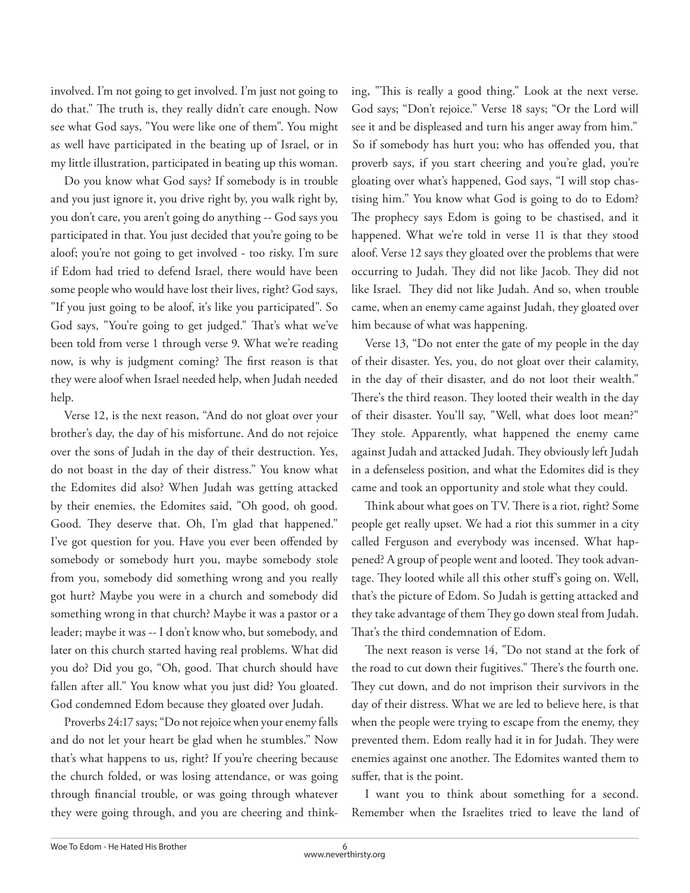involved. I'm not going to get involved. I'm just not going to do that." The truth is, they really didn't care enough. Now see what God says, "You were like one of them". You might as well have participated in the beating up of Israel, or in my little illustration, participated in beating up this woman.

Do you know what God says? If somebody is in trouble and you just ignore it, you drive right by, you walk right by, you don't care, you aren't going do anything -- God says you participated in that. You just decided that you're going to be aloof; you're not going to get involved - too risky. I'm sure if Edom had tried to defend Israel, there would have been some people who would have lost their lives, right? God says, "If you just going to be aloof, it's like you participated". So God says, "You're going to get judged." That's what we've been told from verse 1 through verse 9. What we're reading now, is why is judgment coming? The first reason is that they were aloof when Israel needed help, when Judah needed help.

Verse 12, is the next reason, "And do not gloat over your brother's day, the day of his misfortune. And do not rejoice over the sons of Judah in the day of their destruction. Yes, do not boast in the day of their distress." You know what the Edomites did also? When Judah was getting attacked by their enemies, the Edomites said, "Oh good, oh good. Good. They deserve that. Oh, I'm glad that happened." I've got question for you. Have you ever been offended by somebody or somebody hurt you, maybe somebody stole from you, somebody did something wrong and you really got hurt? Maybe you were in a church and somebody did something wrong in that church? Maybe it was a pastor or a leader; maybe it was -- I don't know who, but somebody, and later on this church started having real problems. What did you do? Did you go, "Oh, good. That church should have fallen after all." You know what you just did? You gloated. God condemned Edom because they gloated over Judah.

Proverbs 24:17 says; "Do not rejoice when your enemy falls and do not let your heart be glad when he stumbles." Now that's what happens to us, right? If you're cheering because the church folded, or was losing attendance, or was going through financial trouble, or was going through whatever they were going through, and you are cheering and thinking, "This is really a good thing." Look at the next verse. God says; "Don't rejoice." Verse 18 says; "Or the Lord will see it and be displeased and turn his anger away from him." So if somebody has hurt you; who has offended you, that proverb says, if you start cheering and you're glad, you're gloating over what's happened, God says, "I will stop chastising him." You know what God is going to do to Edom? The prophecy says Edom is going to be chastised, and it happened. What we're told in verse 11 is that they stood aloof. Verse 12 says they gloated over the problems that were occurring to Judah. They did not like Jacob. They did not like Israel. They did not like Judah. And so, when trouble came, when an enemy came against Judah, they gloated over him because of what was happening.

Verse 13, "Do not enter the gate of my people in the day of their disaster. Yes, you, do not gloat over their calamity, in the day of their disaster, and do not loot their wealth." There's the third reason. They looted their wealth in the day of their disaster. You'll say, "Well, what does loot mean?" They stole. Apparently, what happened the enemy came against Judah and attacked Judah. They obviously left Judah in a defenseless position, and what the Edomites did is they came and took an opportunity and stole what they could.

Think about what goes on TV. There is a riot, right? Some people get really upset. We had a riot this summer in a city called Ferguson and everybody was incensed. What happened? A group of people went and looted. They took advantage. They looted while all this other stuff's going on. Well, that's the picture of Edom. So Judah is getting attacked and they take advantage of them They go down steal from Judah. That's the third condemnation of Edom.

The next reason is verse 14, "Do not stand at the fork of the road to cut down their fugitives." There's the fourth one. They cut down, and do not imprison their survivors in the day of their distress. What we are led to believe here, is that when the people were trying to escape from the enemy, they prevented them. Edom really had it in for Judah. They were enemies against one another. The Edomites wanted them to suffer, that is the point.

I want you to think about something for a second. Remember when the Israelites tried to leave the land of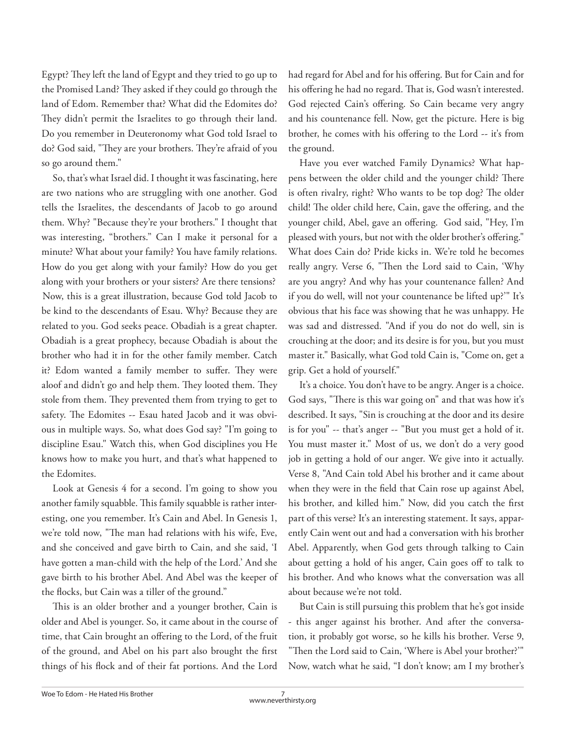Egypt? They left the land of Egypt and they tried to go up to the Promised Land? They asked if they could go through the land of Edom. Remember that? What did the Edomites do? They didn't permit the Israelites to go through their land. Do you remember in Deuteronomy what God told Israel to do? God said, "They are your brothers. They're afraid of you so go around them."

So, that's what Israel did. I thought it was fascinating, here are two nations who are struggling with one another. God tells the Israelites, the descendants of Jacob to go around them. Why? "Because they're your brothers." I thought that was interesting, "brothers." Can I make it personal for a minute? What about your family? You have family relations. How do you get along with your family? How do you get along with your brothers or your sisters? Are there tensions? Now, this is a great illustration, because God told Jacob to be kind to the descendants of Esau. Why? Because they are related to you. God seeks peace. Obadiah is a great chapter. Obadiah is a great prophecy, because Obadiah is about the brother who had it in for the other family member. Catch it? Edom wanted a family member to suffer. They were aloof and didn't go and help them. They looted them. They stole from them. They prevented them from trying to get to safety. The Edomites -- Esau hated Jacob and it was obvious in multiple ways. So, what does God say? "I'm going to discipline Esau." Watch this, when God disciplines you He knows how to make you hurt, and that's what happened to the Edomites.

Look at Genesis 4 for a second. I'm going to show you another family squabble. This family squabble is rather interesting, one you remember. It's Cain and Abel. In Genesis 1, we're told now, "The man had relations with his wife, Eve, and she conceived and gave birth to Cain, and she said, 'I have gotten a man-child with the help of the Lord.' And she gave birth to his brother Abel. And Abel was the keeper of the flocks, but Cain was a tiller of the ground."

This is an older brother and a younger brother, Cain is older and Abel is younger. So, it came about in the course of time, that Cain brought an offering to the Lord, of the fruit of the ground, and Abel on his part also brought the first things of his flock and of their fat portions. And the Lord had regard for Abel and for his offering. But for Cain and for his offering he had no regard. That is, God wasn't interested. God rejected Cain's offering. So Cain became very angry and his countenance fell. Now, get the picture. Here is big brother, he comes with his offering to the Lord -- it's from the ground.

Have you ever watched Family Dynamics? What happens between the older child and the younger child? There is often rivalry, right? Who wants to be top dog? The older child! The older child here, Cain, gave the offering, and the younger child, Abel, gave an offering. God said, "Hey, I'm pleased with yours, but not with the older brother's offering." What does Cain do? Pride kicks in. We're told he becomes really angry. Verse 6, "Then the Lord said to Cain, 'Why are you angry? And why has your countenance fallen? And if you do well, will not your countenance be lifted up?'" It's obvious that his face was showing that he was unhappy. He was sad and distressed. "And if you do not do well, sin is crouching at the door; and its desire is for you, but you must master it." Basically, what God told Cain is, "Come on, get a grip. Get a hold of yourself."

It's a choice. You don't have to be angry. Anger is a choice. God says, "There is this war going on" and that was how it's described. It says, "Sin is crouching at the door and its desire is for you" -- that's anger -- "But you must get a hold of it. You must master it." Most of us, we don't do a very good job in getting a hold of our anger. We give into it actually. Verse 8, "And Cain told Abel his brother and it came about when they were in the field that Cain rose up against Abel, his brother, and killed him." Now, did you catch the first part of this verse? It's an interesting statement. It says, apparently Cain went out and had a conversation with his brother Abel. Apparently, when God gets through talking to Cain about getting a hold of his anger, Cain goes off to talk to his brother. And who knows what the conversation was all about because we're not told.

But Cain is still pursuing this problem that he's got inside - this anger against his brother. And after the conversation, it probably got worse, so he kills his brother. Verse 9, "Then the Lord said to Cain, 'Where is Abel your brother?'" Now, watch what he said, "I don't know; am I my brother's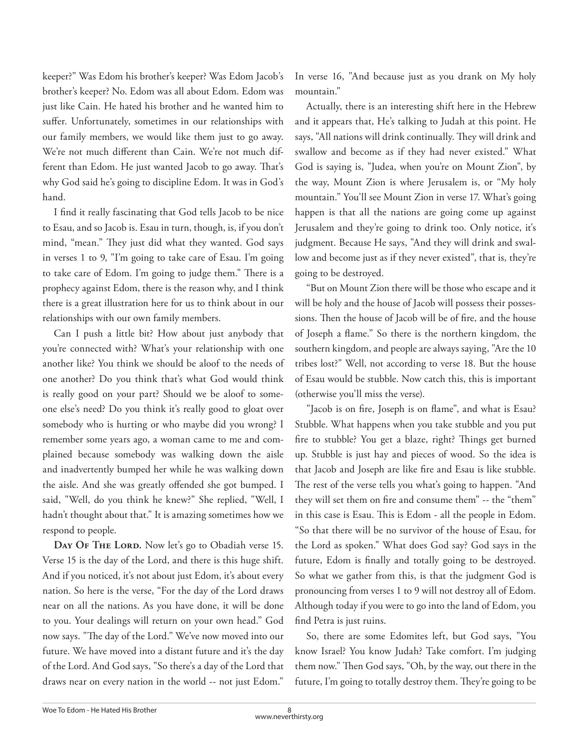keeper?" Was Edom his brother's keeper? Was Edom Jacob's brother's keeper? No. Edom was all about Edom. Edom was just like Cain. He hated his brother and he wanted him to suffer. Unfortunately, sometimes in our relationships with our family members, we would like them just to go away. We're not much different than Cain. We're not much different than Edom. He just wanted Jacob to go away. That's why God said he's going to discipline Edom. It was in God's hand.

I find it really fascinating that God tells Jacob to be nice to Esau, and so Jacob is. Esau in turn, though, is, if you don't mind, "mean." They just did what they wanted. God says in verses 1 to 9, "I'm going to take care of Esau. I'm going to take care of Edom. I'm going to judge them." There is a prophecy against Edom, there is the reason why, and I think there is a great illustration here for us to think about in our relationships with our own family members.

Can I push a little bit? How about just anybody that you're connected with? What's your relationship with one another like? You think we should be aloof to the needs of one another? Do you think that's what God would think is really good on your part? Should we be aloof to someone else's need? Do you think it's really good to gloat over somebody who is hurting or who maybe did you wrong? I remember some years ago, a woman came to me and complained because somebody was walking down the aisle and inadvertently bumped her while he was walking down the aisle. And she was greatly offended she got bumped. I said, "Well, do you think he knew?" She replied, "Well, I hadn't thought about that." It is amazing sometimes how we respond to people.

**Day Of The Lord.** Now let's go to Obadiah verse 15. Verse 15 is the day of the Lord, and there is this huge shift. And if you noticed, it's not about just Edom, it's about every nation. So here is the verse, "For the day of the Lord draws near on all the nations. As you have done, it will be done to you. Your dealings will return on your own head." God now says. "The day of the Lord." We've now moved into our future. We have moved into a distant future and it's the day of the Lord. And God says, "So there's a day of the Lord that draws near on every nation in the world -- not just Edom." In verse 16, "And because just as you drank on My holy mountain."

Actually, there is an interesting shift here in the Hebrew and it appears that, He's talking to Judah at this point. He says, "All nations will drink continually. They will drink and swallow and become as if they had never existed." What God is saying is, "Judea, when you're on Mount Zion", by the way, Mount Zion is where Jerusalem is, or "My holy mountain." You'll see Mount Zion in verse 17. What's going happen is that all the nations are going come up against Jerusalem and they're going to drink too. Only notice, it's judgment. Because He says, "And they will drink and swallow and become just as if they never existed", that is, they're going to be destroyed.

"But on Mount Zion there will be those who escape and it will be holy and the house of Jacob will possess their possessions. Then the house of Jacob will be of fire, and the house of Joseph a flame." So there is the northern kingdom, the southern kingdom, and people are always saying, "Are the 10 tribes lost?" Well, not according to verse 18. But the house of Esau would be stubble. Now catch this, this is important (otherwise you'll miss the verse).

"Jacob is on fire, Joseph is on flame", and what is Esau? Stubble. What happens when you take stubble and you put fire to stubble? You get a blaze, right? Things get burned up. Stubble is just hay and pieces of wood. So the idea is that Jacob and Joseph are like fire and Esau is like stubble. The rest of the verse tells you what's going to happen. "And they will set them on fire and consume them" -- the "them" in this case is Esau. This is Edom - all the people in Edom. "So that there will be no survivor of the house of Esau, for the Lord as spoken." What does God say? God says in the future, Edom is finally and totally going to be destroyed. So what we gather from this, is that the judgment God is pronouncing from verses 1 to 9 will not destroy all of Edom. Although today if you were to go into the land of Edom, you find Petra is just ruins.

So, there are some Edomites left, but God says, "You know Israel? You know Judah? Take comfort. I'm judging them now." Then God says, "Oh, by the way, out there in the future, I'm going to totally destroy them. They're going to be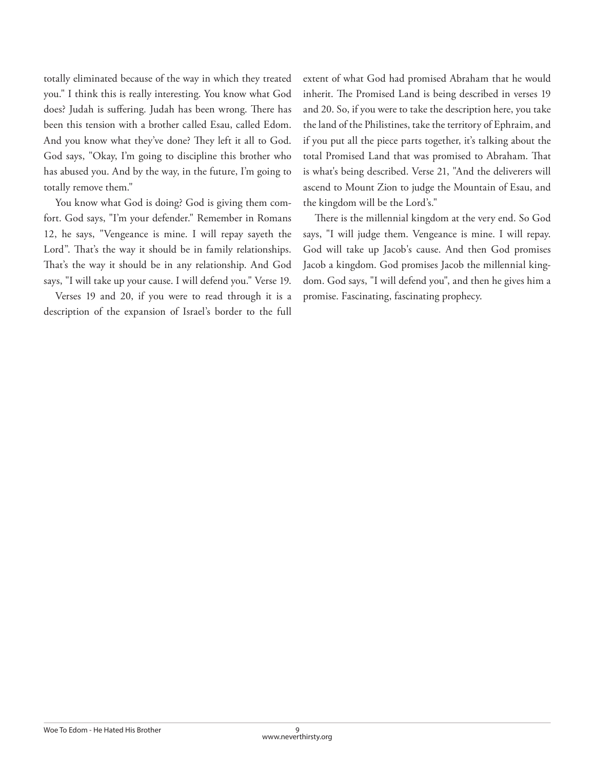totally eliminated because of the way in which they treated you." I think this is really interesting. You know what God does? Judah is suffering. Judah has been wrong. There has been this tension with a brother called Esau, called Edom. And you know what they've done? They left it all to God. God says, "Okay, I'm going to discipline this brother who has abused you. And by the way, in the future, I'm going to totally remove them."

You know what God is doing? God is giving them comfort. God says, "I'm your defender." Remember in Romans 12, he says, "Vengeance is mine. I will repay sayeth the Lord". That's the way it should be in family relationships. That's the way it should be in any relationship. And God says, "I will take up your cause. I will defend you." Verse 19.

Verses 19 and 20, if you were to read through it is a description of the expansion of Israel's border to the full extent of what God had promised Abraham that he would inherit. The Promised Land is being described in verses 19 and 20. So, if you were to take the description here, you take the land of the Philistines, take the territory of Ephraim, and if you put all the piece parts together, it's talking about the total Promised Land that was promised to Abraham. That is what's being described. Verse 21, "And the deliverers will ascend to Mount Zion to judge the Mountain of Esau, and the kingdom will be the Lord's."

There is the millennial kingdom at the very end. So God says, "I will judge them. Vengeance is mine. I will repay. God will take up Jacob's cause. And then God promises Jacob a kingdom. God promises Jacob the millennial kingdom. God says, "I will defend you", and then he gives him a promise. Fascinating, fascinating prophecy.